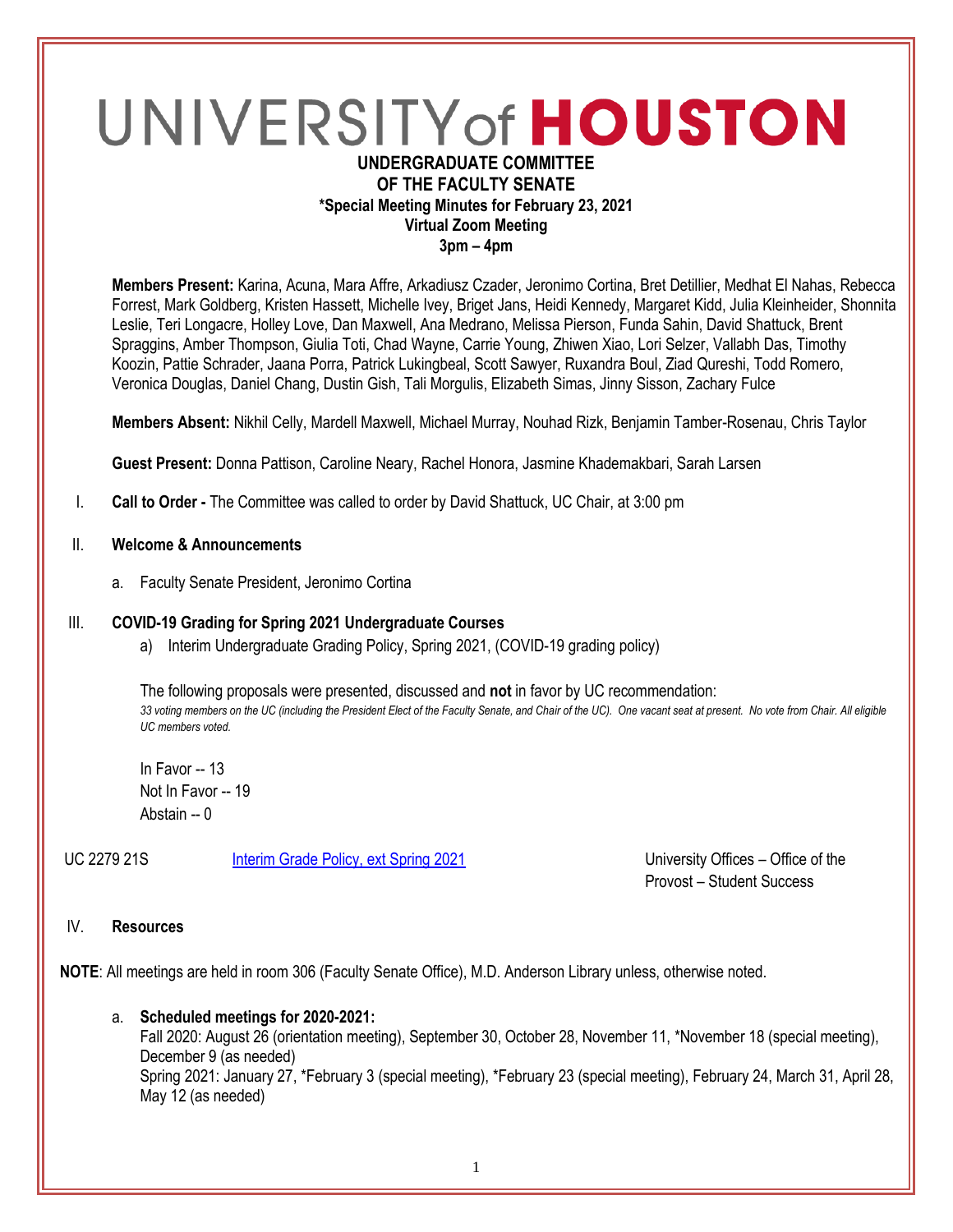# UNIVERSITY of HOUSTON

**UNDERGRADUATE COMMITTEE**
**OF THE FACULTY SENATE**
**\*Special Meeting Minutes for February 23, 2021**
**Virtual Zoom Meeting**
**3pm – 4pm**

**Members Present:** Karina, Acuna, Mara Affre, Arkadiusz Czader, Jeronimo Cortina, Bret Detillier, Medhat El Nahas, Rebecca Forrest, Mark Goldberg, Kristen Hassett, Michelle Ivey, Briget Jans, Heidi Kennedy, Margaret Kidd, Julia Kleinheider, Shonnita Leslie, Teri Longacre, Holley Love, Dan Maxwell, Ana Medrano, Melissa Pierson, Funda Sahin, David Shattuck, Brent Spraggins, Amber Thompson, Giulia Toti, Chad Wayne, Carrie Young, Zhiwen Xiao, Lori Selzer, Vallabh Das, Timothy Koozin, Pattie Schrader, Jaana Porra, Patrick Lukingbeal, Scott Sawyer, Ruxandra Boul, Ziad Qureshi, Todd Romero, Veronica Douglas, Daniel Chang, Dustin Gish, Tali Morgulis, Elizabeth Simas, Jinny Sisson, Zachary Fulce

**Members Absent:** Nikhil Celly, Mardell Maxwell, Michael Murray, Nouhad Rizk, Benjamin Tamber-Rosenau, Chris Taylor

**Guest Present:** Donna Pattison, Caroline Neary, Rachel Honora, Jasmine Khademakbari, Sarah Larsen

I. **Call to Order -** The Committee was called to order by David Shattuck, UC Chair, at 3:00 pm

II. **Welcome & Announcements**

   a. Faculty Senate President, Jeronimo Cortina

III. **COVID-19 Grading for Spring 2021 Undergraduate Courses**

   a) Interim Undergraduate Grading Policy, Spring 2021, (COVID-19 grading policy)

   The following proposals were presented, discussed and **not** in favor by UC recommendation:
   *33 voting members on the UC (including the President Elect of the Faculty Senate, and Chair of the UC). One vacant seat at present. No vote from Chair. All eligible UC members voted.*

   In Favor -- 13
   Not In Favor -- 19
   Abstain -- 0

| UC 2279 21S | Interim Grade Policy, ext Spring 2021 | University Offices – Office of the Provost – Student Success |
|---|---|---|

IV. **Resources**

**NOTE**: All meetings are held in room 306 (Faculty Senate Office), M.D. Anderson Library unless, otherwise noted.

   a. **Scheduled meetings for 2020-2021:**
   Fall 2020: August 26 (orientation meeting), September 30, October 28, November 11, \*November 18 (special meeting), December 9 (as needed)
   Spring 2021: January 27, \*February 3 (special meeting), \*February 23 (special meeting), February 24, March 31, April 28, May 12 (as needed)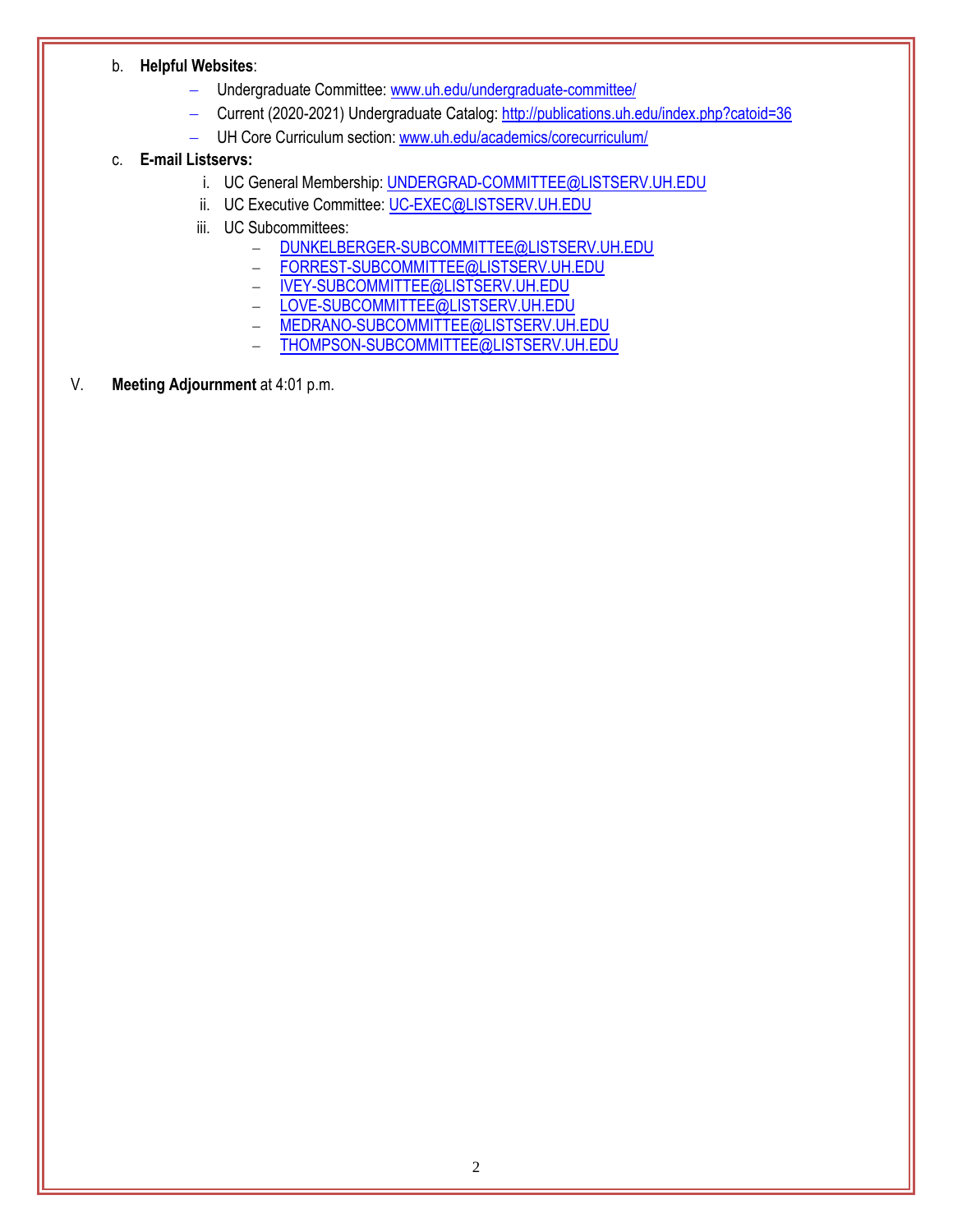b. **Helpful Websites**:

- Undergraduate Committee: www.uh.edu/undergraduate-committee/
- Current (2020-2021) Undergraduate Catalog: http://publications.uh.edu/index.php?catoid=36
- UH Core Curriculum section: www.uh.edu/academics/corecurriculum/

c. **E-mail Listservs:**

i. UC General Membership: UNDERGRAD-COMMITTEE@LISTSERV.UH.EDU

ii. UC Executive Committee: UC-EXEC@LISTSERV.UH.EDU

iii. UC Subcommittees:

- DUNKELBERGER-SUBCOMMITTEE@LISTSERV.UH.EDU
- FORREST-SUBCOMMITTEE@LISTSERV.UH.EDU
- IVEY-SUBCOMMITTEE@LISTSERV.UH.EDU
- LOVE-SUBCOMMITTEE@LISTSERV.UH.EDU
- MEDRANO-SUBCOMMITTEE@LISTSERV.UH.EDU
- THOMPSON-SUBCOMMITTEE@LISTSERV.UH.EDU

V. **Meeting Adjournment** at 4:01 p.m.